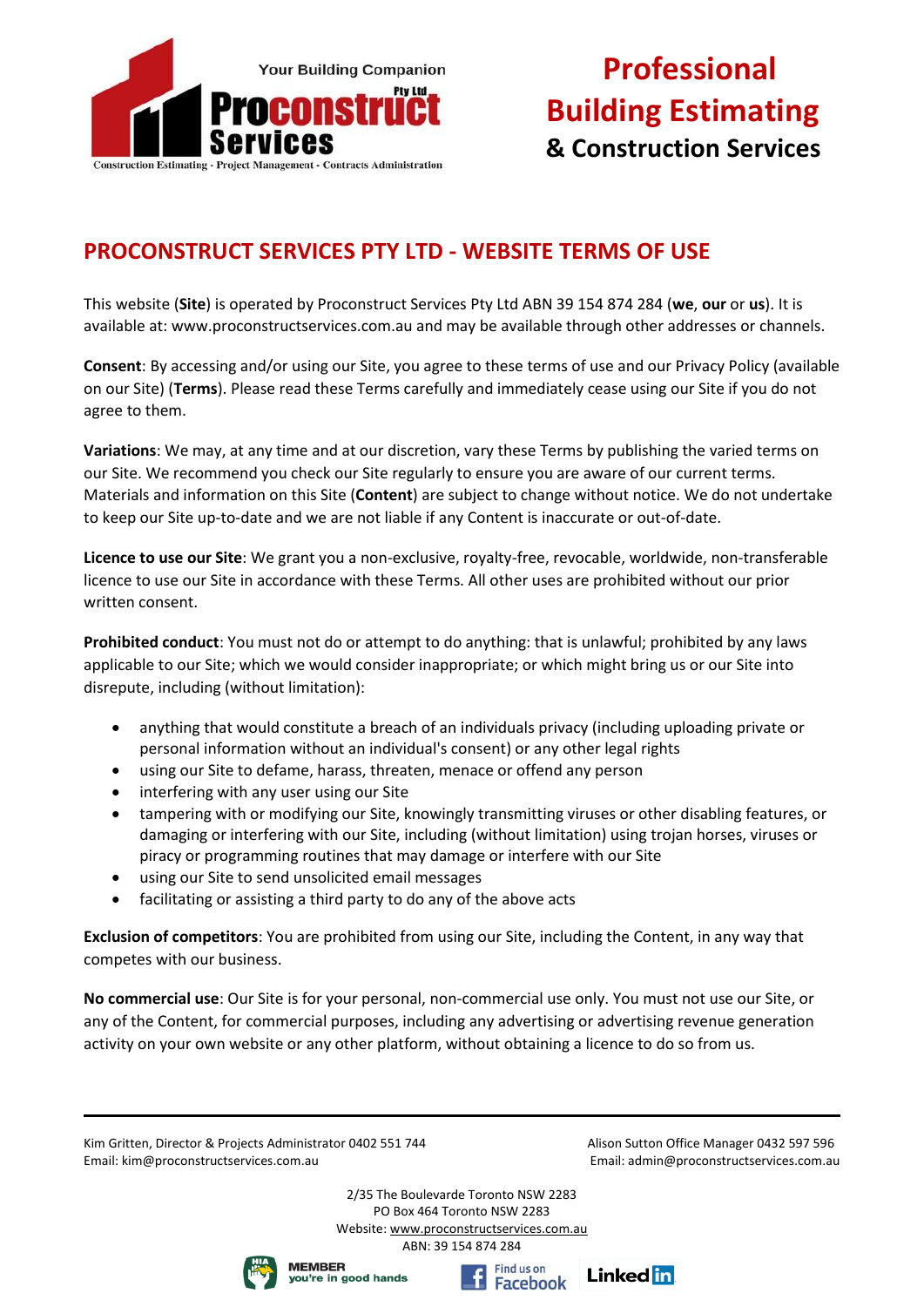Your Building Companion

**Proconstruct Services Pty Ltd**

Construction Estimating - Project Management - Contracts Administration

**Professional Building Estimating & Construction Services**

## PROCONSTRUCT SERVICES PTY LTD - WEBSITE TERMS OF USE

This website (**Site**) is operated by Proconstruct Services Pty Ltd ABN 39 154 874 284 (**we**, **our** or **us**). It is available at: www.proconstructservices.com.au and may be available through other addresses or channels.

**Consent**: By accessing and/or using our Site, you agree to these terms of use and our Privacy Policy (available on our Site) (**Terms**). Please read these Terms carefully and immediately cease using our Site if you do not agree to them.

**Variations**: We may, at any time and at our discretion, vary these Terms by publishing the varied terms on our Site. We recommend you check our Site regularly to ensure you are aware of our current terms. Materials and information on this Site (**Content**) are subject to change without notice. We do not undertake to keep our Site up-to-date and we are not liable if any Content is inaccurate or out-of-date.

**Licence to use our Site**: We grant you a non-exclusive, royalty-free, revocable, worldwide, non-transferable licence to use our Site in accordance with these Terms. All other uses are prohibited without our prior written consent.

**Prohibited conduct**: You must not do or attempt to do anything: that is unlawful; prohibited by any laws applicable to our Site; which we would consider inappropriate; or which might bring us or our Site into disrepute, including (without limitation):

- anything that would constitute a breach of an individuals privacy (including uploading private or personal information without an individual's consent) or any other legal rights
- using our Site to defame, harass, threaten, menace or offend any person
- interfering with any user using our Site
- tampering with or modifying our Site, knowingly transmitting viruses or other disabling features, or damaging or interfering with our Site, including (without limitation) using trojan horses, viruses or piracy or programming routines that may damage or interfere with our Site
- using our Site to send unsolicited email messages
- facilitating or assisting a third party to do any of the above acts

**Exclusion of competitors**: You are prohibited from using our Site, including the Content, in any way that competes with our business.

**No commercial use**: Our Site is for your personal, non-commercial use only. You must not use our Site, or any of the Content, for commercial purposes, including any advertising or advertising revenue generation activity on your own website or any other platform, without obtaining a licence to do so from us.

---

Kim Gritten, Director & Projects Administrator 0402 551 744
Email: kim@proconstructservices.com.au

Alison Sutton Office Manager 0432 597 596
Email: admin@proconstructservices.com.au

2/35 The Boulevarde Toronto NSW 2283
PO Box 464 Toronto NSW 2283
Website: www.proconstructservices.com.au
ABN: 39 154 874 284

HIA MEMBER you're in good hands | Find us on Facebook | LinkedIn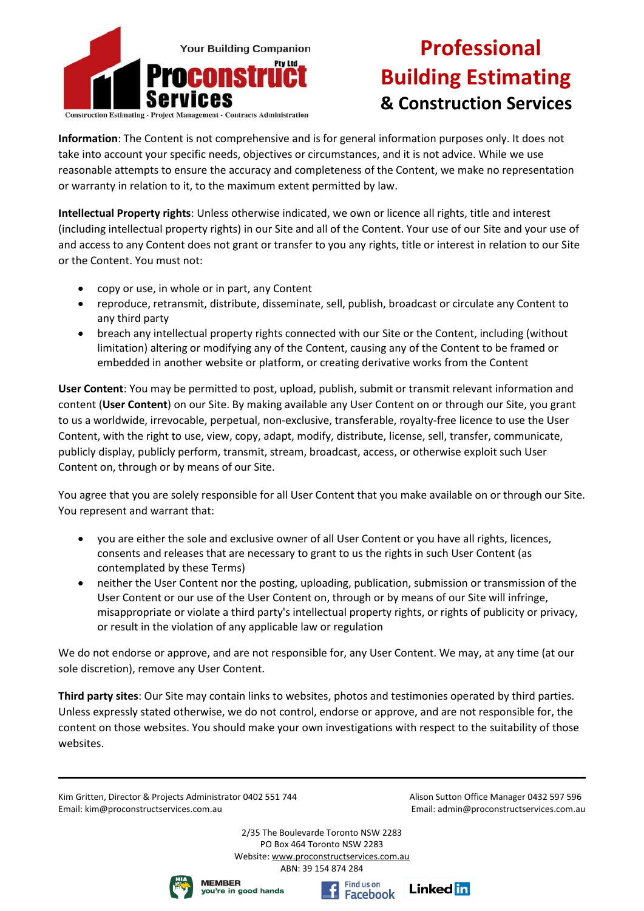**Information**: The Content is not comprehensive and is for general information purposes only. It does not take into account your specific needs, objectives or circumstances, and it is not advice. While we use reasonable attempts to ensure the accuracy and completeness of the Content, we make no representation or warranty in relation to it, to the maximum extent permitted by law.

**Intellectual Property rights**: Unless otherwise indicated, we own or licence all rights, title and interest (including intellectual property rights) in our Site and all of the Content. Your use of our Site and your use of and access to any Content does not grant or transfer to you any rights, title or interest in relation to our Site or the Content. You must not:

- copy or use, in whole or in part, any Content
- reproduce, retransmit, distribute, disseminate, sell, publish, broadcast or circulate any Content to any third party
- breach any intellectual property rights connected with our Site or the Content, including (without limitation) altering or modifying any of the Content, causing any of the Content to be framed or embedded in another website or platform, or creating derivative works from the Content

**User Content**: You may be permitted to post, upload, publish, submit or transmit relevant information and content (**User Content**) on our Site. By making available any User Content on or through our Site, you grant to us a worldwide, irrevocable, perpetual, non-exclusive, transferable, royalty-free licence to use the User Content, with the right to use, view, copy, adapt, modify, distribute, license, sell, transfer, communicate, publicly display, publicly perform, transmit, stream, broadcast, access, or otherwise exploit such User Content on, through or by means of our Site.

You agree that you are solely responsible for all User Content that you make available on or through our Site. You represent and warrant that:

- you are either the sole and exclusive owner of all User Content or you have all rights, licences, consents and releases that are necessary to grant to us the rights in such User Content (as contemplated by these Terms)
- neither the User Content nor the posting, uploading, publication, submission or transmission of the User Content or our use of the User Content on, through or by means of our Site will infringe, misappropriate or violate a third party's intellectual property rights, or rights of publicity or privacy, or result in the violation of any applicable law or regulation

We do not endorse or approve, and are not responsible for, any User Content. We may, at any time (at our sole discretion), remove any User Content.

**Third party sites**: Our Site may contain links to websites, photos and testimonies operated by third parties. Unless expressly stated otherwise, we do not control, endorse or approve, and are not responsible for, the content on those websites. You should make your own investigations with respect to the suitability of those websites.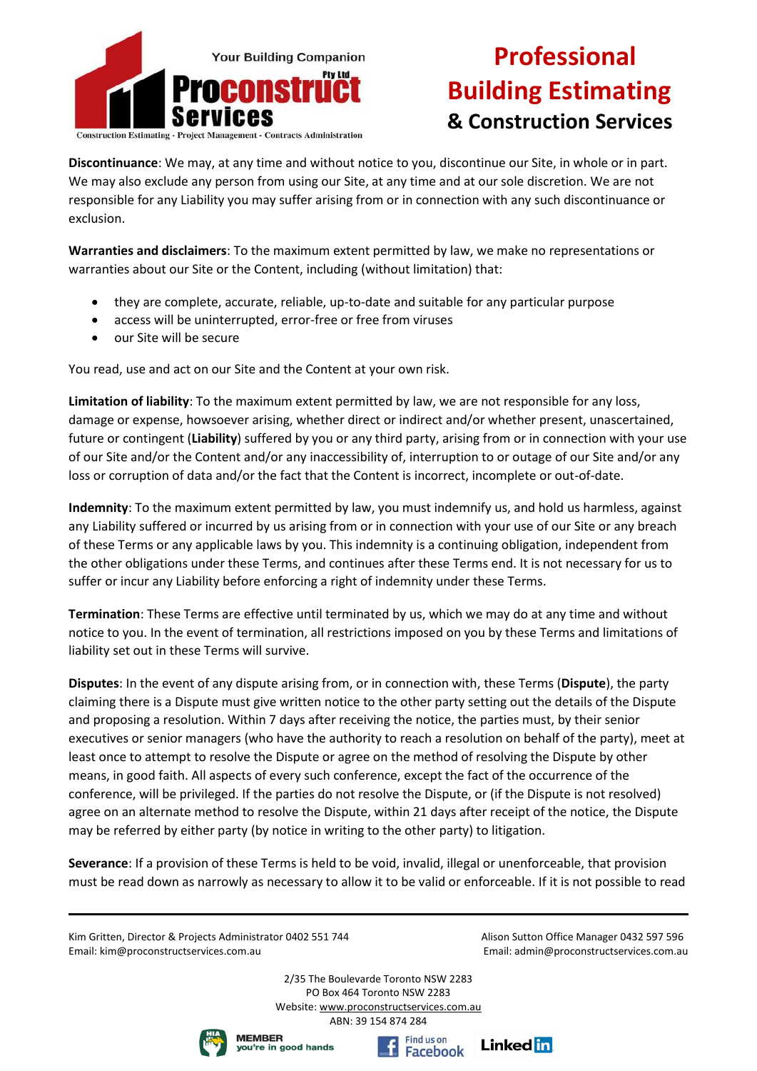**Discontinuance**: We may, at any time and without notice to you, discontinue our Site, in whole or in part. We may also exclude any person from using our Site, at any time and at our sole discretion. We are not responsible for any Liability you may suffer arising from or in connection with any such discontinuance or exclusion.

**Warranties and disclaimers**: To the maximum extent permitted by law, we make no representations or warranties about our Site or the Content, including (without limitation) that:

- they are complete, accurate, reliable, up-to-date and suitable for any particular purpose
- access will be uninterrupted, error-free or free from viruses
- our Site will be secure

You read, use and act on our Site and the Content at your own risk.

**Limitation of liability**: To the maximum extent permitted by law, we are not responsible for any loss, damage or expense, howsoever arising, whether direct or indirect and/or whether present, unascertained, future or contingent (**Liability**) suffered by you or any third party, arising from or in connection with your use of our Site and/or the Content and/or any inaccessibility of, interruption to or outage of our Site and/or any loss or corruption of data and/or the fact that the Content is incorrect, incomplete or out-of-date.

**Indemnity**: To the maximum extent permitted by law, you must indemnify us, and hold us harmless, against any Liability suffered or incurred by us arising from or in connection with your use of our Site or any breach of these Terms or any applicable laws by you. This indemnity is a continuing obligation, independent from the other obligations under these Terms, and continues after these Terms end. It is not necessary for us to suffer or incur any Liability before enforcing a right of indemnity under these Terms.

**Termination**: These Terms are effective until terminated by us, which we may do at any time and without notice to you. In the event of termination, all restrictions imposed on you by these Terms and limitations of liability set out in these Terms will survive.

**Disputes**: In the event of any dispute arising from, or in connection with, these Terms (**Dispute**), the party claiming there is a Dispute must give written notice to the other party setting out the details of the Dispute and proposing a resolution. Within 7 days after receiving the notice, the parties must, by their senior executives or senior managers (who have the authority to reach a resolution on behalf of the party), meet at least once to attempt to resolve the Dispute or agree on the method of resolving the Dispute by other means, in good faith. All aspects of every such conference, except the fact of the occurrence of the conference, will be privileged. If the parties do not resolve the Dispute, or (if the Dispute is not resolved) agree on an alternate method to resolve the Dispute, within 21 days after receipt of the notice, the Dispute may be referred by either party (by notice in writing to the other party) to litigation.

**Severance**: If a provision of these Terms is held to be void, invalid, illegal or unenforceable, that provision must be read down as narrowly as necessary to allow it to be valid or enforceable. If it is not possible to read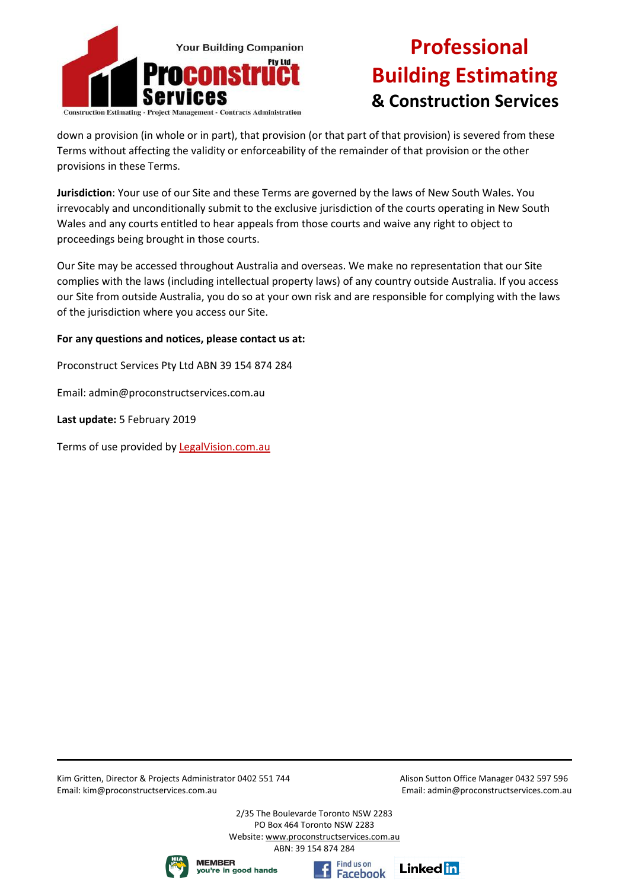down a provision (in whole or in part), that provision (or that part of that provision) is severed from these Terms without affecting the validity or enforceability of the remainder of that provision or the other provisions in these Terms.

**Jurisdiction**: Your use of our Site and these Terms are governed by the laws of New South Wales. You irrevocably and unconditionally submit to the exclusive jurisdiction of the courts operating in New South Wales and any courts entitled to hear appeals from those courts and waive any right to object to proceedings being brought in those courts.

Our Site may be accessed throughout Australia and overseas. We make no representation that our Site complies with the laws (including intellectual property laws) of any country outside Australia. If you access our Site from outside Australia, you do so at your own risk and are responsible for complying with the laws of the jurisdiction where you access our Site.

**For any questions and notices, please contact us at:**

Proconstruct Services Pty Ltd ABN 39 154 874 284

Email: admin@proconstructservices.com.au

**Last update:** 5 February 2019

Terms of use provided by [LegalVision.com.au](LegalVision.com.au)